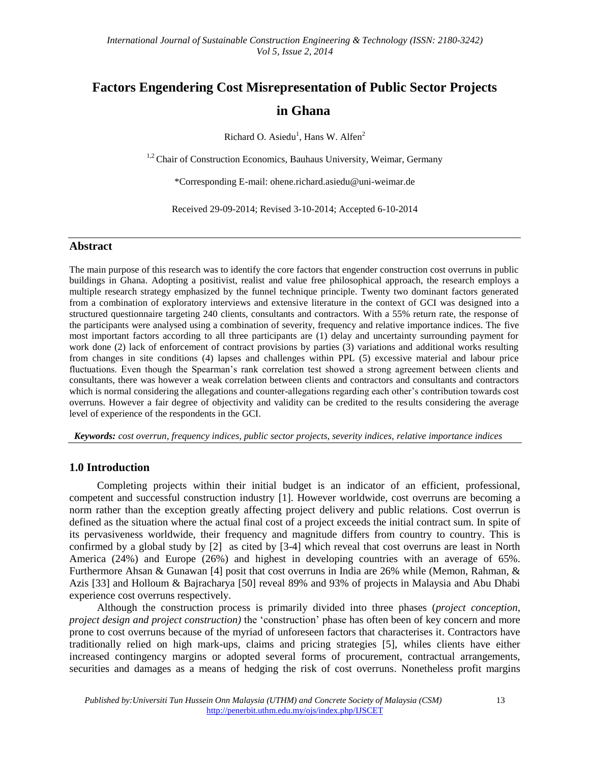# Factors Engendering Cost Misrepresentation of Public Sector Projects in Ghana

Richard O. Asiedu[1], Hans W. Alfen[2]

[1,2] Chair of Construction Economics, Bauhaus University, Weimar, Germany

*Corresponding E-mail: ohene.richard.asiedu@uni-weimar.de

Received 29-09-2014; Revised 3-10-2014; Accepted 6-10-2014

## Abstract

The main purpose of this research was to identify the core factors that engender construction cost overruns in public buildings in Ghana. Adopting a positivist, realist and value free philosophical approach, the research employs a multiple research strategy emphasized by the funnel technique principle. Twenty two dominant factors generated from a combination of exploratory interviews and extensive literature in the context of GCI was designed into a structured questionnaire targeting 240 clients, consultants and contractors. With a 55% return rate, the response of the participants were analysed using a combination of severity, frequency and relative importance indices. The five most important factors according to all three participants are (1) delay and uncertainty surrounding payment for work done (2) lack of enforcement of contract provisions by parties (3) variations and additional works resulting from changes in site conditions (4) lapses and challenges within PPL (5) excessive material and labour price fluctuations. Even though the Spearman's rank correlation test showed a strong agreement between clients and consultants, there was however a weak correlation between clients and contractors and consultants and contractors which is normal considering the allegations and counter-allegations regarding each other's contribution towards cost overruns. However a fair degree of objectivity and validity can be credited to the results considering the average level of experience of the respondents in the GCI.

***Keywords:*** *cost overrun, frequency indices, public sector projects, severity indices, relative importance indices*

## 1.0 Introduction

Completing projects within their initial budget is an indicator of an efficient, professional, competent and successful construction industry [1]. However worldwide, cost overruns are becoming a norm rather than the exception greatly affecting project delivery and public relations. Cost overrun is defined as the situation where the actual final cost of a project exceeds the initial contract sum. In spite of its pervasiveness worldwide, their frequency and magnitude differs from country to country. This is confirmed by a global study by [2] as cited by [3-4] which reveal that cost overruns are least in North America (24%) and Europe (26%) and highest in developing countries with an average of 65%. Furthermore Ahsan & Gunawan [4] posit that cost overruns in India are 26% while (Memon, Rahman, & Azis [33] and Holloum & Bajracharya [50] reveal 89% and 93% of projects in Malaysia and Abu Dhabi experience cost overruns respectively.

Although the construction process is primarily divided into three phases (*project conception, project design and project construction)* the 'construction' phase has often been of key concern and more prone to cost overruns because of the myriad of unforeseen factors that characterises it. Contractors have traditionally relied on high mark-ups, claims and pricing strategies [5], whiles clients have either increased contingency margins or adopted several forms of procurement, contractual arrangements, securities and damages as a means of hedging the risk of cost overruns. Nonetheless profit margins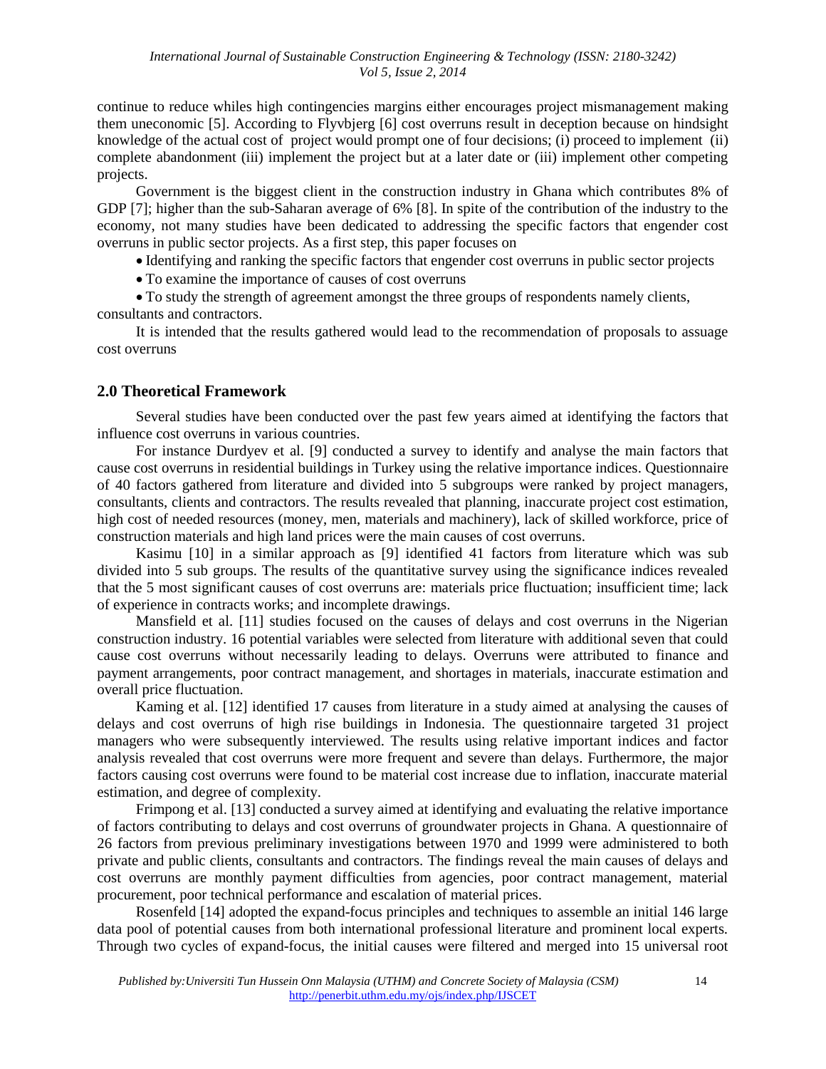continue to reduce whiles high contingencies margins either encourages project mismanagement making them uneconomic [5]. According to Flyvbjerg [6] cost overruns result in deception because on hindsight knowledge of the actual cost of project would prompt one of four decisions; (i) proceed to implement (ii) complete abandonment (iii) implement the project but at a later date or (iii) implement other competing projects.

Government is the biggest client in the construction industry in Ghana which contributes 8% of GDP [7]; higher than the sub-Saharan average of 6% [8]. In spite of the contribution of the industry to the economy, not many studies have been dedicated to addressing the specific factors that engender cost overruns in public sector projects. As a first step, this paper focuses on

- Identifying and ranking the specific factors that engender cost overruns in public sector projects
- To examine the importance of causes of cost overruns
- To study the strength of agreement amongst the three groups of respondents namely clients, consultants and contractors.

It is intended that the results gathered would lead to the recommendation of proposals to assuage cost overruns

## 2.0 Theoretical Framework

Several studies have been conducted over the past few years aimed at identifying the factors that influence cost overruns in various countries.

For instance Durdyev et al. [9] conducted a survey to identify and analyse the main factors that cause cost overruns in residential buildings in Turkey using the relative importance indices. Questionnaire of 40 factors gathered from literature and divided into 5 subgroups were ranked by project managers, consultants, clients and contractors. The results revealed that planning, inaccurate project cost estimation, high cost of needed resources (money, men, materials and machinery), lack of skilled workforce, price of construction materials and high land prices were the main causes of cost overruns.

Kasimu [10] in a similar approach as [9] identified 41 factors from literature which was sub divided into 5 sub groups. The results of the quantitative survey using the significance indices revealed that the 5 most significant causes of cost overruns are: materials price fluctuation; insufficient time; lack of experience in contracts works; and incomplete drawings.

Mansfield et al. [11] studies focused on the causes of delays and cost overruns in the Nigerian construction industry. 16 potential variables were selected from literature with additional seven that could cause cost overruns without necessarily leading to delays. Overruns were attributed to finance and payment arrangements, poor contract management, and shortages in materials, inaccurate estimation and overall price fluctuation.

Kaming et al. [12] identified 17 causes from literature in a study aimed at analysing the causes of delays and cost overruns of high rise buildings in Indonesia. The questionnaire targeted 31 project managers who were subsequently interviewed. The results using relative important indices and factor analysis revealed that cost overruns were more frequent and severe than delays. Furthermore, the major factors causing cost overruns were found to be material cost increase due to inflation, inaccurate material estimation, and degree of complexity.

Frimpong et al. [13] conducted a survey aimed at identifying and evaluating the relative importance of factors contributing to delays and cost overruns of groundwater projects in Ghana. A questionnaire of 26 factors from previous preliminary investigations between 1970 and 1999 were administered to both private and public clients, consultants and contractors. The findings reveal the main causes of delays and cost overruns are monthly payment difficulties from agencies, poor contract management, material procurement, poor technical performance and escalation of material prices.

Rosenfeld [14] adopted the expand-focus principles and techniques to assemble an initial 146 large data pool of potential causes from both international professional literature and prominent local experts. Through two cycles of expand-focus, the initial causes were filtered and merged into 15 universal root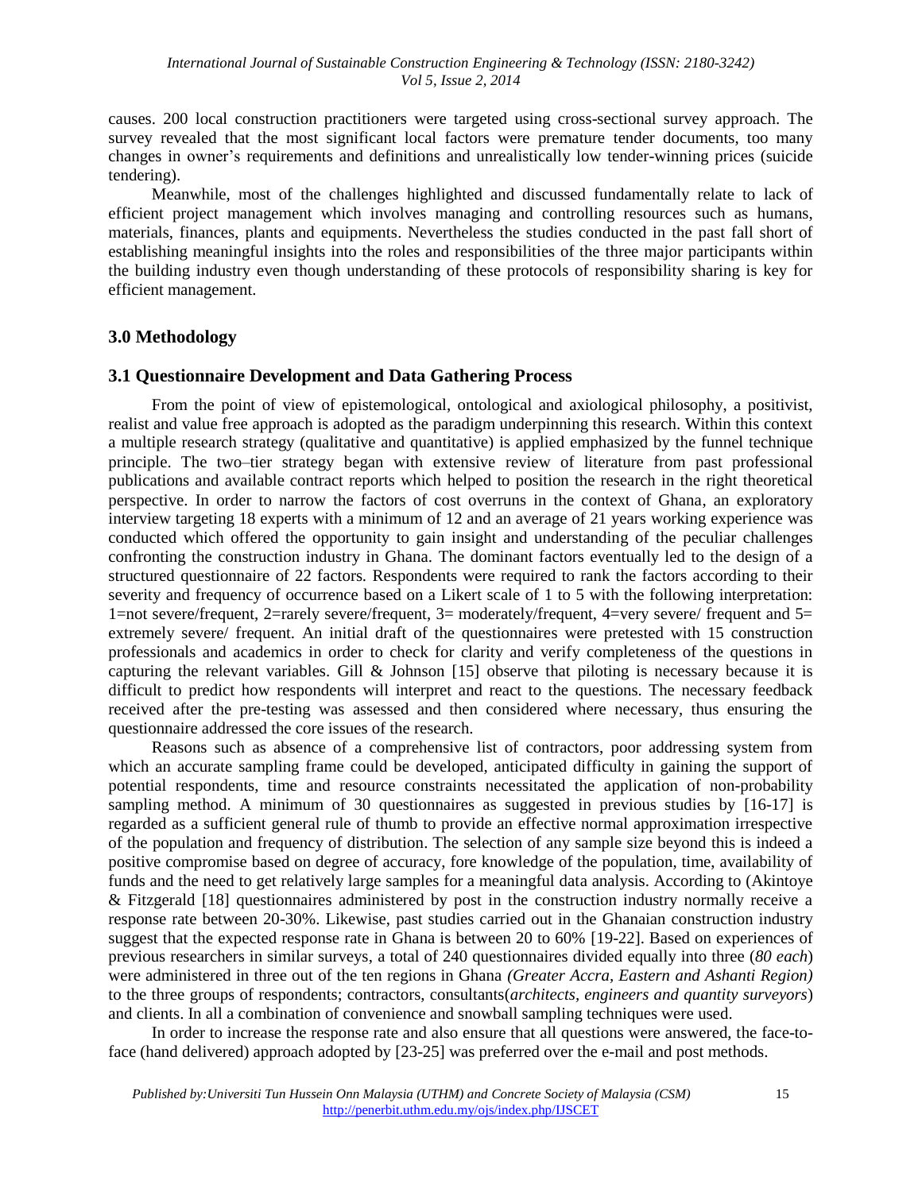causes. 200 local construction practitioners were targeted using cross-sectional survey approach. The survey revealed that the most significant local factors were premature tender documents, too many changes in owner's requirements and definitions and unrealistically low tender-winning prices (suicide tendering).

Meanwhile, most of the challenges highlighted and discussed fundamentally relate to lack of efficient project management which involves managing and controlling resources such as humans, materials, finances, plants and equipments. Nevertheless the studies conducted in the past fall short of establishing meaningful insights into the roles and responsibilities of the three major participants within the building industry even though understanding of these protocols of responsibility sharing is key for efficient management.

## 3.0 Methodology

### 3.1 Questionnaire Development and Data Gathering Process

From the point of view of epistemological, ontological and axiological philosophy, a positivist, realist and value free approach is adopted as the paradigm underpinning this research. Within this context a multiple research strategy (qualitative and quantitative) is applied emphasized by the funnel technique principle. The two–tier strategy began with extensive review of literature from past professional publications and available contract reports which helped to position the research in the right theoretical perspective. In order to narrow the factors of cost overruns in the context of Ghana, an exploratory interview targeting 18 experts with a minimum of 12 and an average of 21 years working experience was conducted which offered the opportunity to gain insight and understanding of the peculiar challenges confronting the construction industry in Ghana. The dominant factors eventually led to the design of a structured questionnaire of 22 factors. Respondents were required to rank the factors according to their severity and frequency of occurrence based on a Likert scale of 1 to 5 with the following interpretation: 1=not severe/frequent, 2=rarely severe/frequent, 3= moderately/frequent, 4=very severe/ frequent and 5= extremely severe/ frequent. An initial draft of the questionnaires were pretested with 15 construction professionals and academics in order to check for clarity and verify completeness of the questions in capturing the relevant variables. Gill & Johnson [15] observe that piloting is necessary because it is difficult to predict how respondents will interpret and react to the questions. The necessary feedback received after the pre-testing was assessed and then considered where necessary, thus ensuring the questionnaire addressed the core issues of the research.

Reasons such as absence of a comprehensive list of contractors, poor addressing system from which an accurate sampling frame could be developed, anticipated difficulty in gaining the support of potential respondents, time and resource constraints necessitated the application of non-probability sampling method. A minimum of 30 questionnaires as suggested in previous studies by [16-17] is regarded as a sufficient general rule of thumb to provide an effective normal approximation irrespective of the population and frequency of distribution. The selection of any sample size beyond this is indeed a positive compromise based on degree of accuracy, fore knowledge of the population, time, availability of funds and the need to get relatively large samples for a meaningful data analysis. According to (Akintoye & Fitzgerald [18] questionnaires administered by post in the construction industry normally receive a response rate between 20-30%. Likewise, past studies carried out in the Ghanaian construction industry suggest that the expected response rate in Ghana is between 20 to 60% [19-22]. Based on experiences of previous researchers in similar surveys, a total of 240 questionnaires divided equally into three (*80 each*) were administered in three out of the ten regions in Ghana *(Greater Accra, Eastern and Ashanti Region)* to the three groups of respondents; contractors, consultants(*architects, engineers and quantity surveyors*) and clients. In all a combination of convenience and snowball sampling techniques were used.

In order to increase the response rate and also ensure that all questions were answered, the face-to-face (hand delivered) approach adopted by [23-25] was preferred over the e-mail and post methods.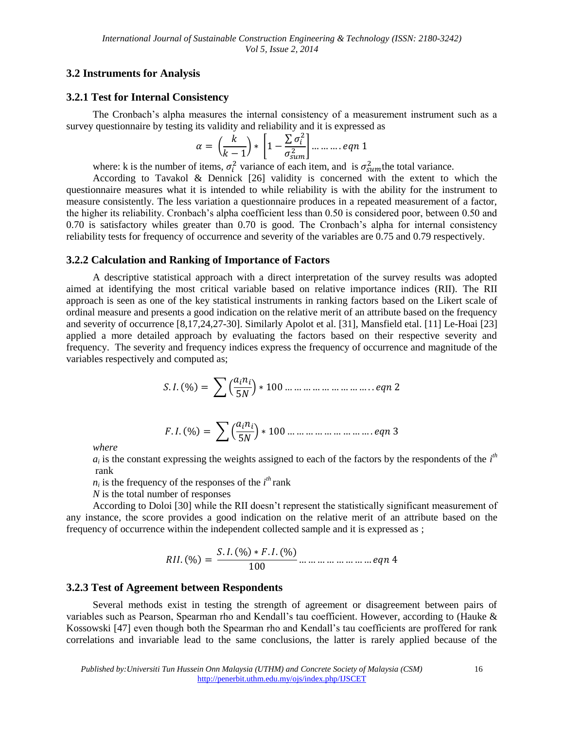### 3.2 Instruments for Analysis

#### 3.2.1 Test for Internal Consistency

The Cronbach's alpha measures the internal consistency of a measurement instrument such as a survey questionnaire by testing its validity and reliability and it is expressed as

$$\alpha = \left(\frac{k}{k-1}\right) * \left[1 - \frac{\sum \sigma_i^2}{\sigma_{sum}^2}\right] \ldots\ldots\ldots eqn\ 1$$

where: k is the number of items, $\sigma_i^2$ variance of each item, and is $\sigma_{sum}^2$ the total variance.

According to Tavakol & Dennick [26] validity is concerned with the extent to which the questionnaire measures what it is intended to while reliability is with the ability for the instrument to measure consistently. The less variation a questionnaire produces in a repeated measurement of a factor, the higher its reliability. Cronbach's alpha coefficient less than 0.50 is considered poor, between 0.50 and 0.70 is satisfactory whiles greater than 0.70 is good. The Cronbach's alpha for internal consistency reliability tests for frequency of occurrence and severity of the variables are 0.75 and 0.79 respectively.

#### 3.2.2 Calculation and Ranking of Importance of Factors

A descriptive statistical approach with a direct interpretation of the survey results was adopted aimed at identifying the most critical variable based on relative importance indices (RII). The RII approach is seen as one of the key statistical instruments in ranking factors based on the Likert scale of ordinal measure and presents a good indication on the relative merit of an attribute based on the frequency and severity of occurrence [8,17,24,27-30]. Similarly Apolot et al. [31], Mansfield etal. [11] Le-Hoai [23] applied a more detailed approach by evaluating the factors based on their respective severity and frequency. The severity and frequency indices express the frequency of occurrence and magnitude of the variables respectively and computed as;

$$S.I.(\%) = \sum \left(\frac{a_i n_i}{5N}\right) * 100 \ldots\ldots\ldots\ldots\ldots\ldots\ldots\ldots\ldots eqn\ 2$$

$$F.I.(\%) = \sum \left(\frac{a_i n_i}{5N}\right) * 100 \ldots\ldots\ldots\ldots\ldots\ldots\ldots\ldots\ldots eqn\ 3$$

*where*

$a_i$ is the constant expressing the weights assigned to each of the factors by the respondents of the $i^{th}$ rank

$n_i$ is the frequency of the responses of the $i^{th}$ rank

$N$ is the total number of responses

According to Doloi [30] while the RII doesn't represent the statistically significant measurement of any instance, the score provides a good indication on the relative merit of an attribute based on the frequency of occurrence within the independent collected sample and it is expressed as ;

$$RII.(\%) = \frac{S.I.(\%) * F.I.(\%)}{100} \ldots\ldots\ldots\ldots\ldots\ldots\ldots\ldots eqn\ 4$$

#### 3.2.3 Test of Agreement between Respondents

Several methods exist in testing the strength of agreement or disagreement between pairs of variables such as Pearson, Spearman rho and Kendall's tau coefficient. However, according to (Hauke & Kossowski [47] even though both the Spearman rho and Kendall's tau coefficients are proffered for rank correlations and invariable lead to the same conclusions, the latter is rarely applied because of the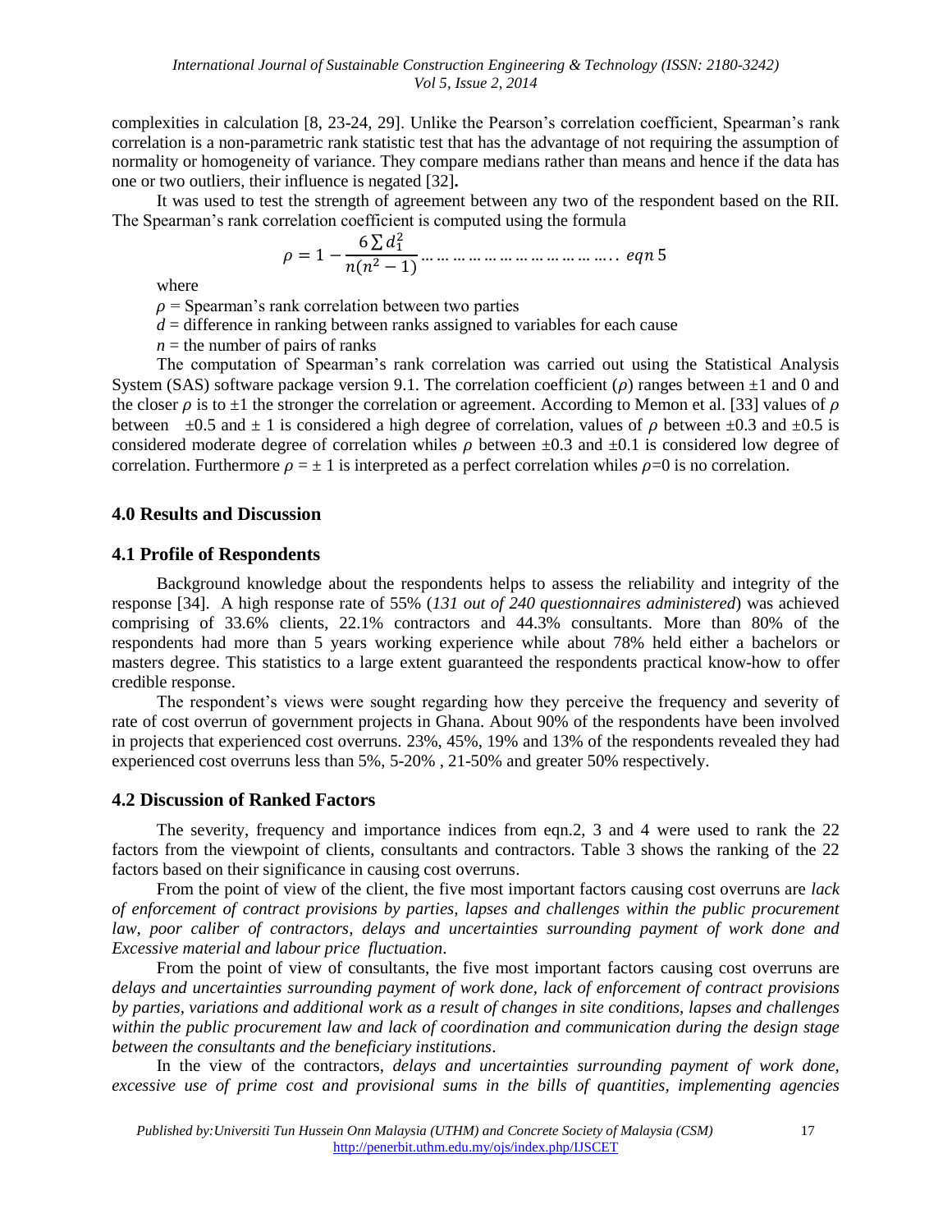complexities in calculation [8, 23-24, 29]. Unlike the Pearson's correlation coefficient, Spearman's rank correlation is a non-parametric rank statistic test that has the advantage of not requiring the assumption of normality or homogeneity of variance. They compare medians rather than means and hence if the data has one or two outliers, their influence is negated [32]**.**

It was used to test the strength of agreement between any two of the respondent based on the RII. The Spearman's rank correlation coefficient is computed using the formula

$$\rho = 1 - \frac{6 \sum d_1^2}{n(n^2 - 1)} \ldots\ldots\ldots\ldots\ldots\ldots\ldots\ldots\ldots\ldots\ldots\ldots \; eqn\ 5$$

where

$\rho$ = Spearman's rank correlation between two parties

$d$ = difference in ranking between ranks assigned to variables for each cause

$n$ = the number of pairs of ranks

The computation of Spearman's rank correlation was carried out using the Statistical Analysis System (SAS) software package version 9.1. The correlation coefficient ($\rho$) ranges between $\pm 1$ and 0 and the closer $\rho$ is to $\pm 1$ the stronger the correlation or agreement. According to Memon et al. [33] values of $\rho$ between $\pm 0.5$ and $\pm 1$ is considered a high degree of correlation, values of $\rho$ between $\pm 0.3$ and $\pm 0.5$ is considered moderate degree of correlation whiles $\rho$ between $\pm 0.3$ and $\pm 0.1$ is considered low degree of correlation. Furthermore $\rho = \pm 1$ is interpreted as a perfect correlation whiles $\rho = 0$ is no correlation.

## 4.0 Results and Discussion

### 4.1 Profile of Respondents

Background knowledge about the respondents helps to assess the reliability and integrity of the response [34]. A high response rate of 55% (*131 out of 240 questionnaires administered*) was achieved comprising of 33.6% clients, 22.1% contractors and 44.3% consultants. More than 80% of the respondents had more than 5 years working experience while about 78% held either a bachelors or masters degree. This statistics to a large extent guaranteed the respondents practical know-how to offer credible response.

The respondent's views were sought regarding how they perceive the frequency and severity of rate of cost overrun of government projects in Ghana. About 90% of the respondents have been involved in projects that experienced cost overruns. 23%, 45%, 19% and 13% of the respondents revealed they had experienced cost overruns less than 5%, 5-20% , 21-50% and greater 50% respectively.

### 4.2 Discussion of Ranked Factors

The severity, frequency and importance indices from eqn.2, 3 and 4 were used to rank the 22 factors from the viewpoint of clients, consultants and contractors. Table 3 shows the ranking of the 22 factors based on their significance in causing cost overruns.

From the point of view of the client, the five most important factors causing cost overruns are *lack of enforcement of contract provisions by parties, lapses and challenges within the public procurement law, poor caliber of contractors, delays and uncertainties surrounding payment of work done and Excessive material and labour price fluctuation*.

From the point of view of consultants, the five most important factors causing cost overruns are *delays and uncertainties surrounding payment of work done, lack of enforcement of contract provisions by parties, variations and additional work as a result of changes in site conditions, lapses and challenges within the public procurement law and lack of coordination and communication during the design stage between the consultants and the beneficiary institutions*.

In the view of the contractors, *delays and uncertainties surrounding payment of work done, excessive use of prime cost and provisional sums in the bills of quantities, implementing agencies*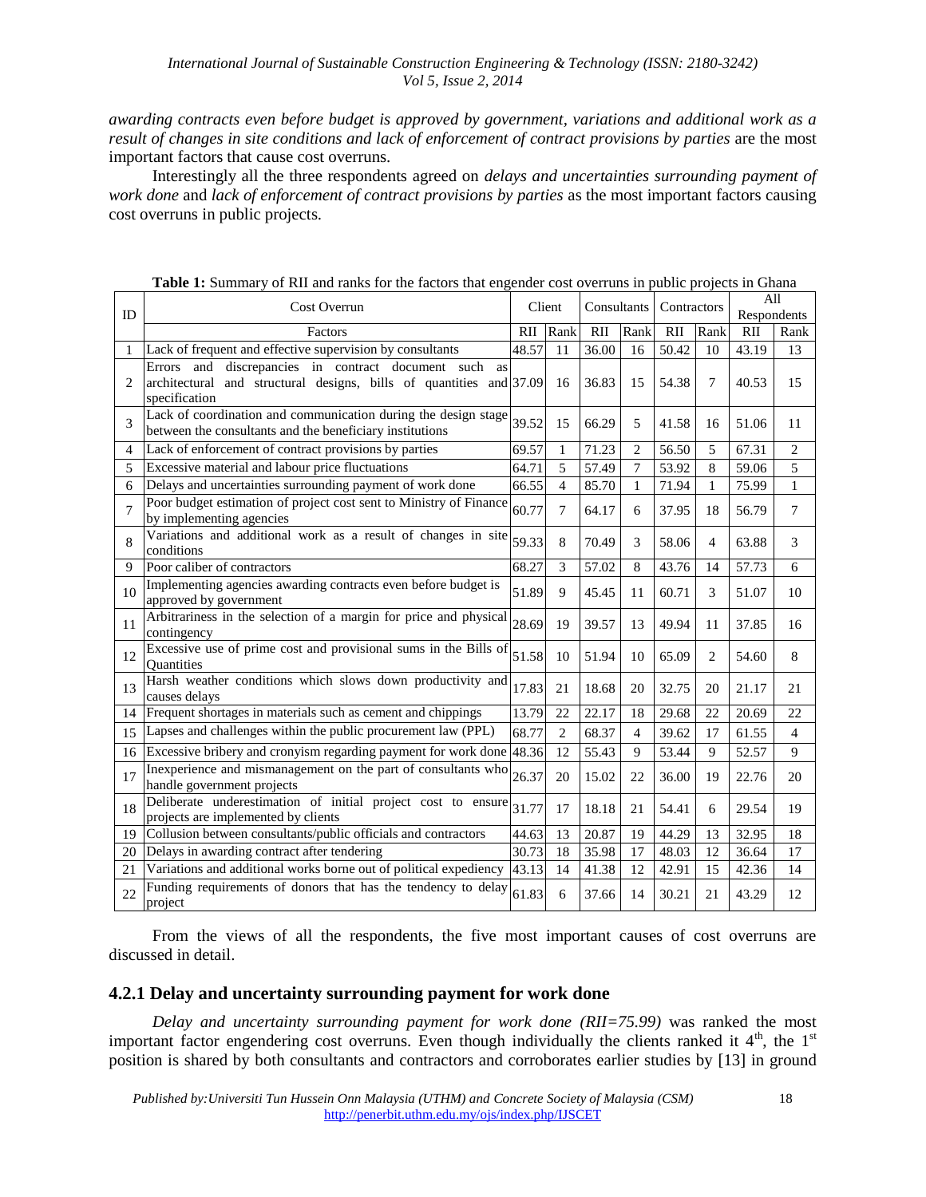*awarding contracts even before budget is approved by government, variations and additional work as a result of changes in site conditions and lack of enforcement of contract provisions by parties* are the most important factors that cause cost overruns.

Interestingly all the three respondents agreed on *delays and uncertainties surrounding payment of work done* and *lack of enforcement of contract provisions by parties* as the most important factors causing cost overruns in public projects.

**Table 1:** Summary of RII and ranks for the factors that engender cost overruns in public projects in Ghana

| ID | Cost Overrun | Client | | Consultants | | Contractors | | All Respondents | |
|---|---|---|---|---|---|---|---|---|---|
| | Factors | RII | Rank | RII | Rank | RII | Rank | RII | Rank |
| 1 | Lack of frequent and effective supervision by consultants | 48.57 | 11 | 36.00 | 16 | 50.42 | 10 | 43.19 | 13 |
| 2 | Errors and discrepancies in contract document such as architectural and structural designs, bills of quantities and specification | 37.09 | 16 | 36.83 | 15 | 54.38 | 7 | 40.53 | 15 |
| 3 | Lack of coordination and communication during the design stage between the consultants and the beneficiary institutions | 39.52 | 15 | 66.29 | 5 | 41.58 | 16 | 51.06 | 11 |
| 4 | Lack of enforcement of contract provisions by parties | 69.57 | 1 | 71.23 | 2 | 56.50 | 5 | 67.31 | 2 |
| 5 | Excessive material and labour price fluctuations | 64.71 | 5 | 57.49 | 7 | 53.92 | 8 | 59.06 | 5 |
| 6 | Delays and uncertainties surrounding payment of work done | 66.55 | 4 | 85.70 | 1 | 71.94 | 1 | 75.99 | 1 |
| 7 | Poor budget estimation of project cost sent to Ministry of Finance by implementing agencies | 60.77 | 7 | 64.17 | 6 | 37.95 | 18 | 56.79 | 7 |
| 8 | Variations and additional work as a result of changes in site conditions | 59.33 | 8 | 70.49 | 3 | 58.06 | 4 | 63.88 | 3 |
| 9 | Poor caliber of contractors | 68.27 | 3 | 57.02 | 8 | 43.76 | 14 | 57.73 | 6 |
| 10 | Implementing agencies awarding contracts even before budget is approved by government | 51.89 | 9 | 45.45 | 11 | 60.71 | 3 | 51.07 | 10 |
| 11 | Arbitrariness in the selection of a margin for price and physical contingency | 28.69 | 19 | 39.57 | 13 | 49.94 | 11 | 37.85 | 16 |
| 12 | Excessive use of prime cost and provisional sums in the Bills of Quantities | 51.58 | 10 | 51.94 | 10 | 65.09 | 2 | 54.60 | 8 |
| 13 | Harsh weather conditions which slows down productivity and causes delays | 17.83 | 21 | 18.68 | 20 | 32.75 | 20 | 21.17 | 21 |
| 14 | Frequent shortages in materials such as cement and chippings | 13.79 | 22 | 22.17 | 18 | 29.68 | 22 | 20.69 | 22 |
| 15 | Lapses and challenges within the public procurement law (PPL) | 68.77 | 2 | 68.37 | 4 | 39.62 | 17 | 61.55 | 4 |
| 16 | Excessive bribery and cronyism regarding payment for work done | 48.36 | 12 | 55.43 | 9 | 53.44 | 9 | 52.57 | 9 |
| 17 | Inexperience and mismanagement on the part of consultants who handle government projects | 26.37 | 20 | 15.02 | 22 | 36.00 | 19 | 22.76 | 20 |
| 18 | Deliberate underestimation of initial project cost to ensure projects are implemented by clients | 31.77 | 17 | 18.18 | 21 | 54.41 | 6 | 29.54 | 19 |
| 19 | Collusion between consultants/public officials and contractors | 44.63 | 13 | 20.87 | 19 | 44.29 | 13 | 32.95 | 18 |
| 20 | Delays in awarding contract after tendering | 30.73 | 18 | 35.98 | 17 | 48.03 | 12 | 36.64 | 17 |
| 21 | Variations and additional works borne out of political expediency | 43.13 | 14 | 41.38 | 12 | 42.91 | 15 | 42.36 | 14 |
| 22 | Funding requirements of donors that has the tendency to delay project | 61.83 | 6 | 37.66 | 14 | 30.21 | 21 | 43.29 | 12 |

From the views of all the respondents, the five most important causes of cost overruns are discussed in detail.

### 4.2.1 Delay and uncertainty surrounding payment for work done

*Delay and uncertainty surrounding payment for work done (RII=75.99)* was ranked the most important factor engendering cost overruns. Even though individually the clients ranked it 4th, the 1st position is shared by both consultants and contractors and corroborates earlier studies by [13] in ground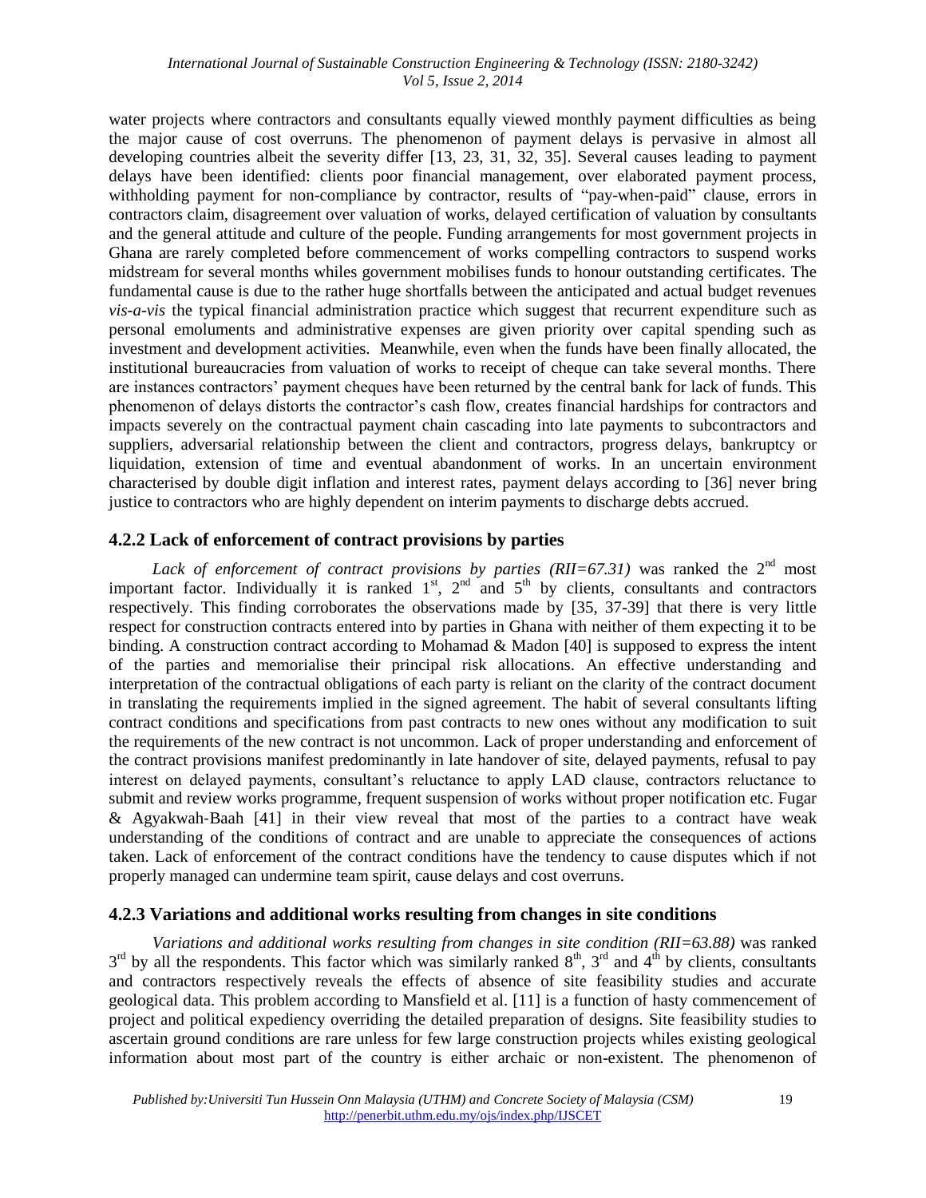water projects where contractors and consultants equally viewed monthly payment difficulties as being the major cause of cost overruns. The phenomenon of payment delays is pervasive in almost all developing countries albeit the severity differ [13, 23, 31, 32, 35]. Several causes leading to payment delays have been identified: clients poor financial management, over elaborated payment process, withholding payment for non-compliance by contractor, results of "pay-when-paid" clause, errors in contractors claim, disagreement over valuation of works, delayed certification of valuation by consultants and the general attitude and culture of the people. Funding arrangements for most government projects in Ghana are rarely completed before commencement of works compelling contractors to suspend works midstream for several months whiles government mobilises funds to honour outstanding certificates. The fundamental cause is due to the rather huge shortfalls between the anticipated and actual budget revenues *vis-a-vis* the typical financial administration practice which suggest that recurrent expenditure such as personal emoluments and administrative expenses are given priority over capital spending such as investment and development activities. Meanwhile, even when the funds have been finally allocated, the institutional bureaucracies from valuation of works to receipt of cheque can take several months. There are instances contractors' payment cheques have been returned by the central bank for lack of funds. This phenomenon of delays distorts the contractor's cash flow, creates financial hardships for contractors and impacts severely on the contractual payment chain cascading into late payments to subcontractors and suppliers, adversarial relationship between the client and contractors, progress delays, bankruptcy or liquidation, extension of time and eventual abandonment of works. In an uncertain environment characterised by double digit inflation and interest rates, payment delays according to [36] never bring justice to contractors who are highly dependent on interim payments to discharge debts accrued.

### 4.2.2 Lack of enforcement of contract provisions by parties

*Lack of enforcement of contract provisions by parties (RII=67.31)* was ranked the 2nd most important factor. Individually it is ranked 1st, 2nd and 5th by clients, consultants and contractors respectively. This finding corroborates the observations made by [35, 37-39] that there is very little respect for construction contracts entered into by parties in Ghana with neither of them expecting it to be binding. A construction contract according to Mohamad & Madon [40] is supposed to express the intent of the parties and memorialise their principal risk allocations. An effective understanding and interpretation of the contractual obligations of each party is reliant on the clarity of the contract document in translating the requirements implied in the signed agreement. The habit of several consultants lifting contract conditions and specifications from past contracts to new ones without any modification to suit the requirements of the new contract is not uncommon. Lack of proper understanding and enforcement of the contract provisions manifest predominantly in late handover of site, delayed payments, refusal to pay interest on delayed payments, consultant's reluctance to apply LAD clause, contractors reluctance to submit and review works programme, frequent suspension of works without proper notification etc. Fugar & Agyakwah-Baah [41] in their view reveal that most of the parties to a contract have weak understanding of the conditions of contract and are unable to appreciate the consequences of actions taken. Lack of enforcement of the contract conditions have the tendency to cause disputes which if not properly managed can undermine team spirit, cause delays and cost overruns.

### 4.2.3 Variations and additional works resulting from changes in site conditions

*Variations and additional works resulting from changes in site condition (RII=63.88)* was ranked 3rd by all the respondents. This factor which was similarly ranked 8th, 3rd and 4th by clients, consultants and contractors respectively reveals the effects of absence of site feasibility studies and accurate geological data. This problem according to Mansfield et al. [11] is a function of hasty commencement of project and political expediency overriding the detailed preparation of designs. Site feasibility studies to ascertain ground conditions are rare unless for few large construction projects whiles existing geological information about most part of the country is either archaic or non-existent. The phenomenon of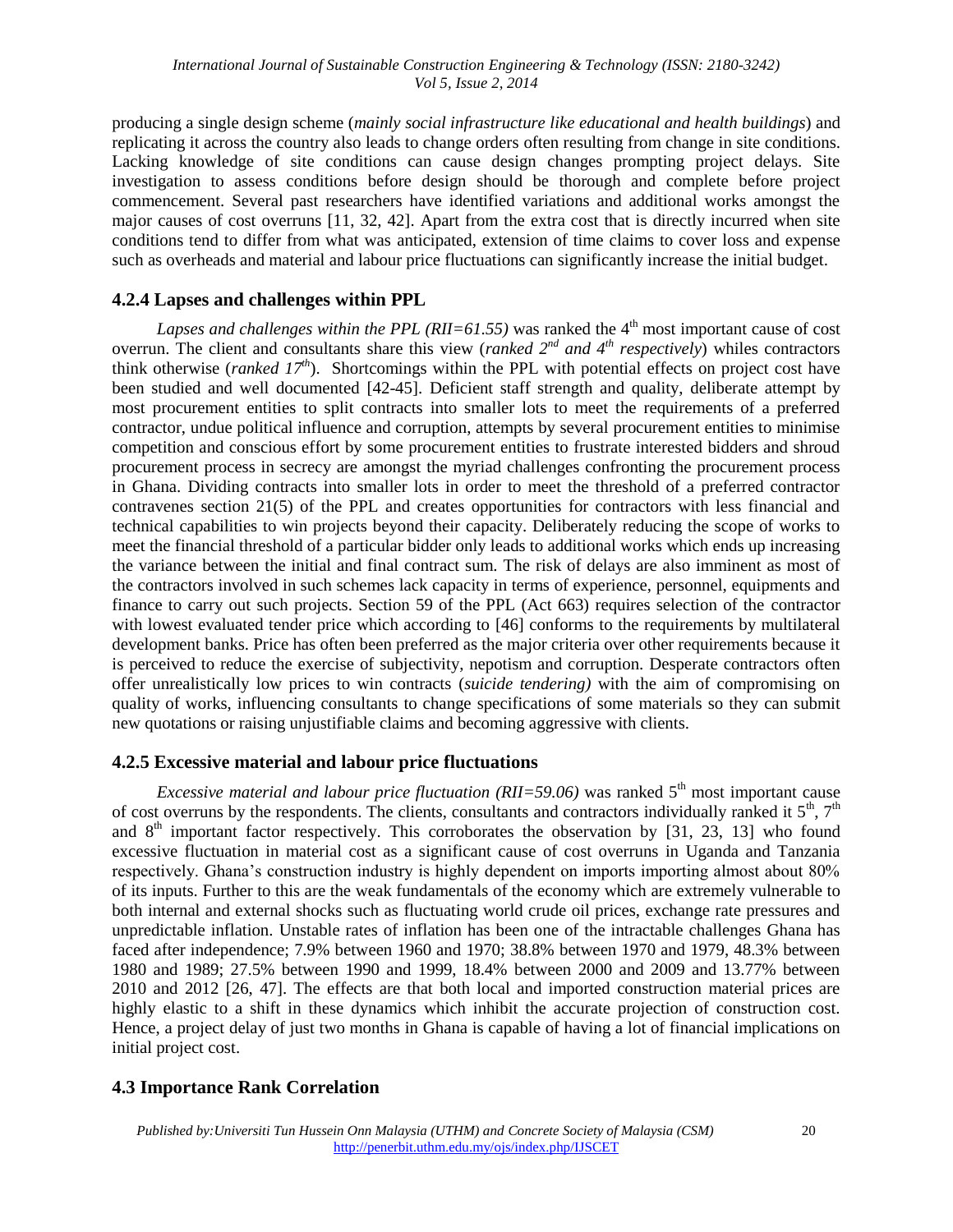producing a single design scheme (*mainly social infrastructure like educational and health buildings*) and replicating it across the country also leads to change orders often resulting from change in site conditions. Lacking knowledge of site conditions can cause design changes prompting project delays. Site investigation to assess conditions before design should be thorough and complete before project commencement. Several past researchers have identified variations and additional works amongst the major causes of cost overruns [11, 32, 42]. Apart from the extra cost that is directly incurred when site conditions tend to differ from what was anticipated, extension of time claims to cover loss and expense such as overheads and material and labour price fluctuations can significantly increase the initial budget.

### 4.2.4 Lapses and challenges within PPL

*Lapses and challenges within the PPL (RII=61.55)* was ranked the 4th most important cause of cost overrun. The client and consultants share this view (*ranked 2nd and 4th respectively*) whiles contractors think otherwise (*ranked 17th*). Shortcomings within the PPL with potential effects on project cost have been studied and well documented [42-45]. Deficient staff strength and quality, deliberate attempt by most procurement entities to split contracts into smaller lots to meet the requirements of a preferred contractor, undue political influence and corruption, attempts by several procurement entities to minimise competition and conscious effort by some procurement entities to frustrate interested bidders and shroud procurement process in secrecy are amongst the myriad challenges confronting the procurement process in Ghana. Dividing contracts into smaller lots in order to meet the threshold of a preferred contractor contravenes section 21(5) of the PPL and creates opportunities for contractors with less financial and technical capabilities to win projects beyond their capacity. Deliberately reducing the scope of works to meet the financial threshold of a particular bidder only leads to additional works which ends up increasing the variance between the initial and final contract sum. The risk of delays are also imminent as most of the contractors involved in such schemes lack capacity in terms of experience, personnel, equipments and finance to carry out such projects. Section 59 of the PPL (Act 663) requires selection of the contractor with lowest evaluated tender price which according to [46] conforms to the requirements by multilateral development banks. Price has often been preferred as the major criteria over other requirements because it is perceived to reduce the exercise of subjectivity, nepotism and corruption. Desperate contractors often offer unrealistically low prices to win contracts (*suicide tendering)* with the aim of compromising on quality of works, influencing consultants to change specifications of some materials so they can submit new quotations or raising unjustifiable claims and becoming aggressive with clients.

### 4.2.5 Excessive material and labour price fluctuations

*Excessive material and labour price fluctuation (RII=59.06)* was ranked 5th most important cause of cost overruns by the respondents. The clients, consultants and contractors individually ranked it 5th, 7th and 8th important factor respectively. This corroborates the observation by [31, 23, 13] who found excessive fluctuation in material cost as a significant cause of cost overruns in Uganda and Tanzania respectively. Ghana's construction industry is highly dependent on imports importing almost about 80% of its inputs. Further to this are the weak fundamentals of the economy which are extremely vulnerable to both internal and external shocks such as fluctuating world crude oil prices, exchange rate pressures and unpredictable inflation. Unstable rates of inflation has been one of the intractable challenges Ghana has faced after independence; 7.9% between 1960 and 1970; 38.8% between 1970 and 1979, 48.3% between 1980 and 1989; 27.5% between 1990 and 1999, 18.4% between 2000 and 2009 and 13.77% between 2010 and 2012 [26, 47]. The effects are that both local and imported construction material prices are highly elastic to a shift in these dynamics which inhibit the accurate projection of construction cost. Hence, a project delay of just two months in Ghana is capable of having a lot of financial implications on initial project cost.

## 4.3 Importance Rank Correlation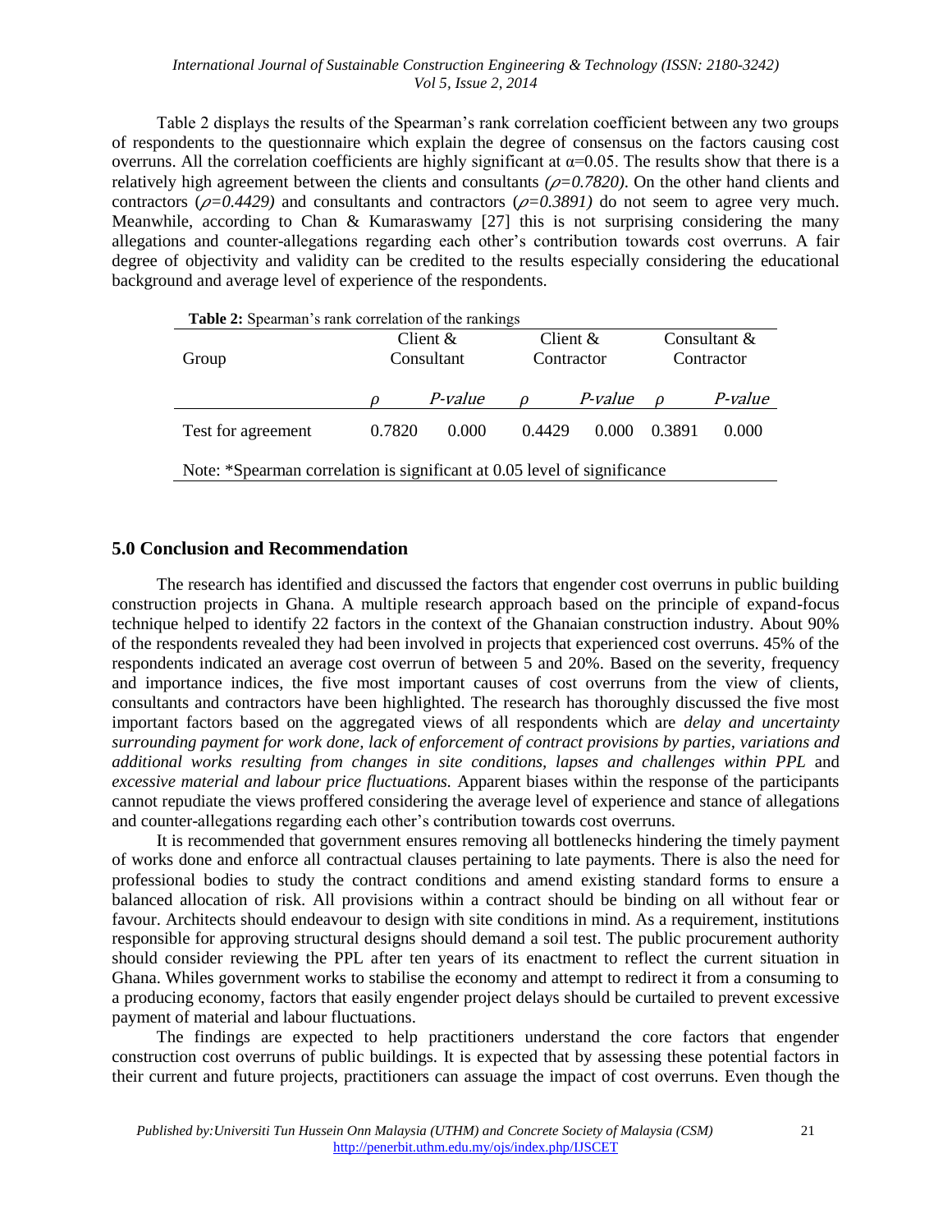Table 2 displays the results of the Spearman's rank correlation coefficient between any two groups of respondents to the questionnaire which explain the degree of consensus on the factors causing cost overruns. All the correlation coefficients are highly significant at $\alpha$=0.05. The results show that there is a relatively high agreement between the clients and consultants *($\rho$=0.7820)*. On the other hand clients and contractors (*$\rho$=0.4429)* and consultants and contractors (*$\rho$=0.3891)* do not seem to agree very much. Meanwhile, according to Chan & Kumaraswamy [27] this is not surprising considering the many allegations and counter-allegations regarding each other's contribution towards cost overruns. A fair degree of objectivity and validity can be credited to the results especially considering the educational background and average level of experience of the respondents.

**Table 2:** Spearman's rank correlation of the rankings

| Group | Client & Consultant | | Client & Contractor | | Consultant & Contractor | |
|---|---|---|---|---|---|---|
| | $\rho$ | *P-value* | $\rho$ | *P-value* | $\rho$ | *P-value* |
| Test for agreement | 0.7820 | 0.000 | 0.4429 | 0.000 | 0.3891 | 0.000 |

Note: *Spearman correlation is significant at 0.05 level of significance

## 5.0 Conclusion and Recommendation

The research has identified and discussed the factors that engender cost overruns in public building construction projects in Ghana. A multiple research approach based on the principle of expand-focus technique helped to identify 22 factors in the context of the Ghanaian construction industry. About 90% of the respondents revealed they had been involved in projects that experienced cost overruns. 45% of the respondents indicated an average cost overrun of between 5 and 20%. Based on the severity, frequency and importance indices, the five most important causes of cost overruns from the view of clients, consultants and contractors have been highlighted. The research has thoroughly discussed the five most important factors based on the aggregated views of all respondents which are *delay and uncertainty surrounding payment for work done, lack of enforcement of contract provisions by parties, variations and additional works resulting from changes in site conditions, lapses and challenges within PPL* and *excessive material and labour price fluctuations.* Apparent biases within the response of the participants cannot repudiate the views proffered considering the average level of experience and stance of allegations and counter-allegations regarding each other's contribution towards cost overruns.

It is recommended that government ensures removing all bottlenecks hindering the timely payment of works done and enforce all contractual clauses pertaining to late payments. There is also the need for professional bodies to study the contract conditions and amend existing standard forms to ensure a balanced allocation of risk. All provisions within a contract should be binding on all without fear or favour. Architects should endeavour to design with site conditions in mind. As a requirement, institutions responsible for approving structural designs should demand a soil test. The public procurement authority should consider reviewing the PPL after ten years of its enactment to reflect the current situation in Ghana. Whiles government works to stabilise the economy and attempt to redirect it from a consuming to a producing economy, factors that easily engender project delays should be curtailed to prevent excessive payment of material and labour fluctuations.

The findings are expected to help practitioners understand the core factors that engender construction cost overruns of public buildings. It is expected that by assessing these potential factors in their current and future projects, practitioners can assuage the impact of cost overruns. Even though the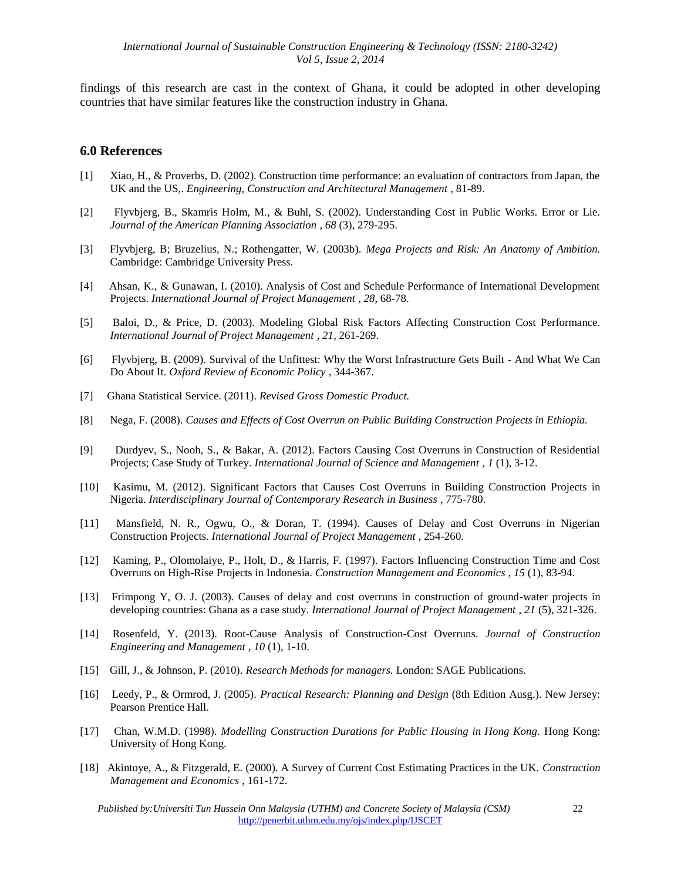findings of this research are cast in the context of Ghana, it could be adopted in other developing countries that have similar features like the construction industry in Ghana.

## 6.0 References

[1] Xiao, H., & Proverbs, D. (2002). Construction time performance: an evaluation of contractors from Japan, the UK and the US,. *Engineering, Construction and Architectural Management* , 81-89.

[2] Flyvbjerg, B., Skamris Holm, M., & Buhl, S. (2002). Understanding Cost in Public Works. Error or Lie. *Journal of the American Planning Association , 68* (3), 279-295.

[3] Flyvbjerg, B; Bruzelius, N.; Rothengatter, W. (2003b). *Mega Projects and Risk: An Anatomy of Ambition.* Cambridge: Cambridge University Press.

[4] Ahsan, K., & Gunawan, I. (2010). Analysis of Cost and Schedule Performance of International Development Projects. *International Journal of Project Management , 28*, 68-78.

[5] Baloi, D., & Price, D. (2003). Modeling Global Risk Factors Affecting Construction Cost Performance. *International Journal of Project Management , 21*, 261-269.

[6] Flyvbjerg, B. (2009). Survival of the Unfittest: Why the Worst Infrastructure Gets Built - And What We Can Do About It. *Oxford Review of Economic Policy* , 344-367.

[7] Ghana Statistical Service. (2011). *Revised Gross Domestic Product.*

[8] Nega, F. (2008). *Causes and Effects of Cost Overrun on Public Building Construction Projects in Ethiopia.*

[9] Durdyev, S., Nooh, S., & Bakar, A. (2012). Factors Causing Cost Overruns in Construction of Residential Projects; Case Study of Turkey. *International Journal of Science and Management , 1* (1), 3-12.

[10] Kasimu, M. (2012). Significant Factors that Causes Cost Overruns in Building Construction Projects in Nigeria. *Interdisciplinary Journal of Contemporary Research in Business* , 775-780.

[11] Mansfield, N. R., Ogwu, O., & Doran, T. (1994). Causes of Delay and Cost Overruns in Nigerian Construction Projects. *International Journal of Project Management* , 254-260.

[12] Kaming, P., Olomolaiye, P., Holt, D., & Harris, F. (1997). Factors Influencing Construction Time and Cost Overruns on High-Rise Projects in Indonesia. *Construction Management and Economics , 15* (1), 83-94.

[13] Frimpong Y, O. J. (2003). Causes of delay and cost overruns in construction of ground-water projects in developing countries: Ghana as a case study. *International Journal of Project Management , 21* (5), 321-326.

[14] Rosenfeld, Y. (2013). Root-Cause Analysis of Construction-Cost Overruns. *Journal of Construction Engineering and Management , 10* (1), 1-10.

[15] Gill, J., & Johnson, P. (2010). *Research Methods for managers.* London: SAGE Publications.

[16] Leedy, P., & Ormrod, J. (2005). *Practical Research: Planning and Design* (8th Edition Ausg.). New Jersey: Pearson Prentice Hall.

[17] Chan, W.M.D. (1998). *Modelling Construction Durations for Public Housing in Hong Kong.* Hong Kong: University of Hong Kong.

[18] Akintoye, A., & Fitzgerald, E. (2000). A Survey of Current Cost Estimating Practices in the UK. *Construction Management and Economics* , 161-172.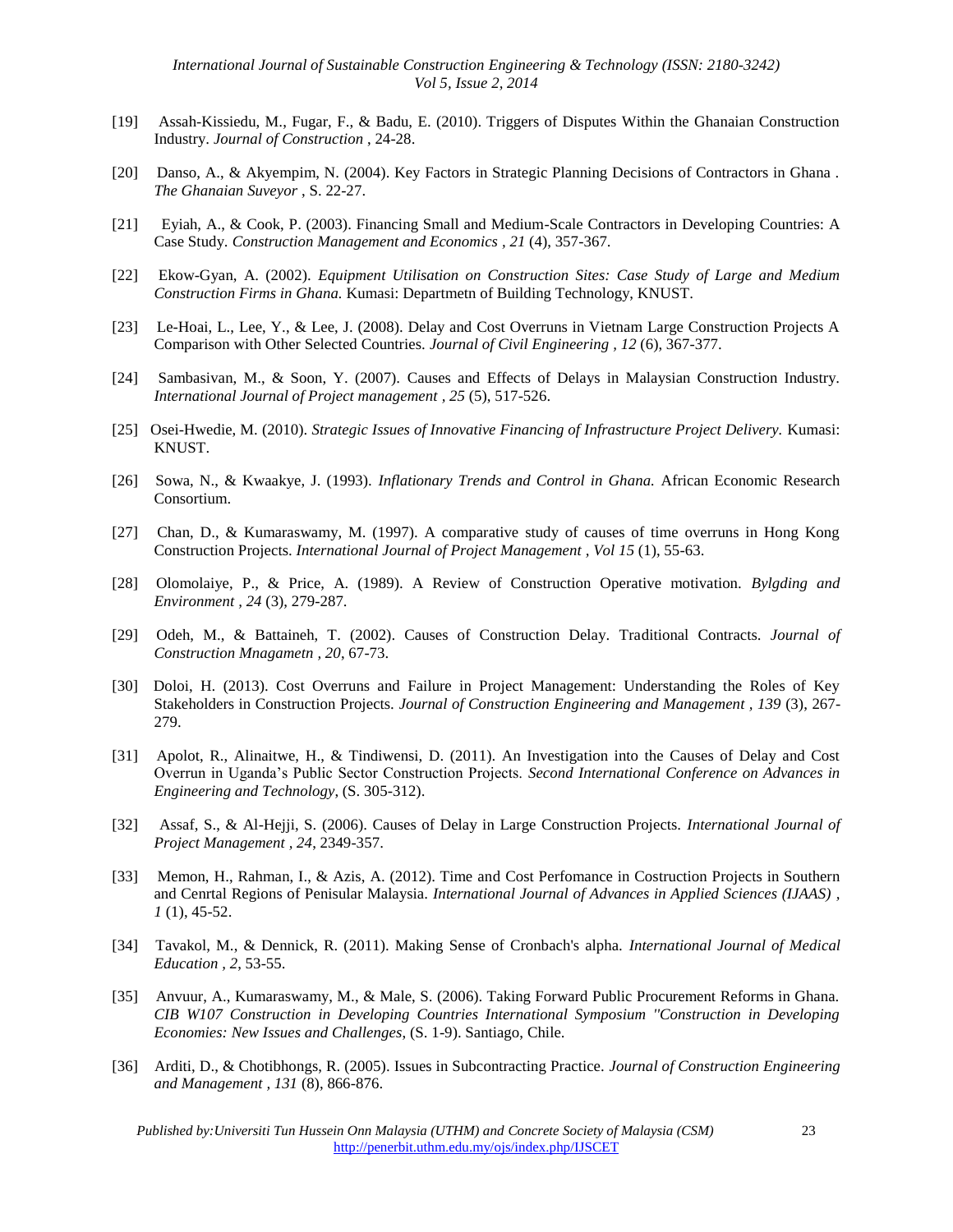[19] Assah-Kissiedu, M., Fugar, F., & Badu, E. (2010). Triggers of Disputes Within the Ghanaian Construction Industry. *Journal of Construction* , 24-28.

[20] Danso, A., & Akyempim, N. (2004). Key Factors in Strategic Planning Decisions of Contractors in Ghana . *The Ghanaian Suveyor* , S. 22-27.

[21] Eyiah, A., & Cook, P. (2003). Financing Small and Medium-Scale Contractors in Developing Countries: A Case Study. *Construction Management and Economics* , *21* (4), 357-367.

[22] Ekow-Gyan, A. (2002). *Equipment Utilisation on Construction Sites: Case Study of Large and Medium Construction Firms in Ghana.* Kumasi: Departmetn of Building Technology, KNUST.

[23] Le-Hoai, L., Lee, Y., & Lee, J. (2008). Delay and Cost Overruns in Vietnam Large Construction Projects A Comparison with Other Selected Countries. *Journal of Civil Engineering* , *12* (6), 367-377.

[24] Sambasivan, M., & Soon, Y. (2007). Causes and Effects of Delays in Malaysian Construction Industry. *International Journal of Project management* , *25* (5), 517-526.

[25] Osei-Hwedie, M. (2010). *Strategic Issues of Innovative Financing of Infrastructure Project Delivery.* Kumasi: KNUST.

[26] Sowa, N., & Kwaakye, J. (1993). *Inflationary Trends and Control in Ghana.* African Economic Research Consortium.

[27] Chan, D., & Kumaraswamy, M. (1997). A comparative study of causes of time overruns in Hong Kong Construction Projects. *International Journal of Project Management* , *Vol 15* (1), 55-63.

[28] Olomolaiye, P., & Price, A. (1989). A Review of Construction Operative motivation. *Bylgding and Environment* , *24* (3), 279-287.

[29] Odeh, M., & Battaineh, T. (2002). Causes of Construction Delay. Traditional Contracts. *Journal of Construction Mnagametn* , *20*, 67-73.

[30] Doloi, H. (2013). Cost Overruns and Failure in Project Management: Understanding the Roles of Key Stakeholders in Construction Projects. *Journal of Construction Engineering and Management* , *139* (3), 267-279.

[31] Apolot, R., Alinaitwe, H., & Tindiwensi, D. (2011). An Investigation into the Causes of Delay and Cost Overrun in Uganda's Public Sector Construction Projects. *Second International Conference on Advances in Engineering and Technology*, (S. 305-312).

[32] Assaf, S., & Al-Hejji, S. (2006). Causes of Delay in Large Construction Projects. *International Journal of Project Management* , *24*, 2349-357.

[33] Memon, H., Rahman, I., & Azis, A. (2012). Time and Cost Perfomance in Costruction Projects in Southern and Cenrtal Regions of Penisular Malaysia. *International Journal of Advances in Applied Sciences (IJAAS)* , *1* (1), 45-52.

[34] Tavakol, M., & Dennick, R. (2011). Making Sense of Cronbach's alpha. *International Journal of Medical Education* , *2*, 53-55.

[35] Anvuur, A., Kumaraswamy, M., & Male, S. (2006). Taking Forward Public Procurement Reforms in Ghana. *CIB W107 Construction in Developing Countries International Symposium "Construction in Developing Economies: New Issues and Challenges*, (S. 1-9). Santiago, Chile.

[36] Arditi, D., & Chotibhongs, R. (2005). Issues in Subcontracting Practice. *Journal of Construction Engineering and Management* , *131* (8), 866-876.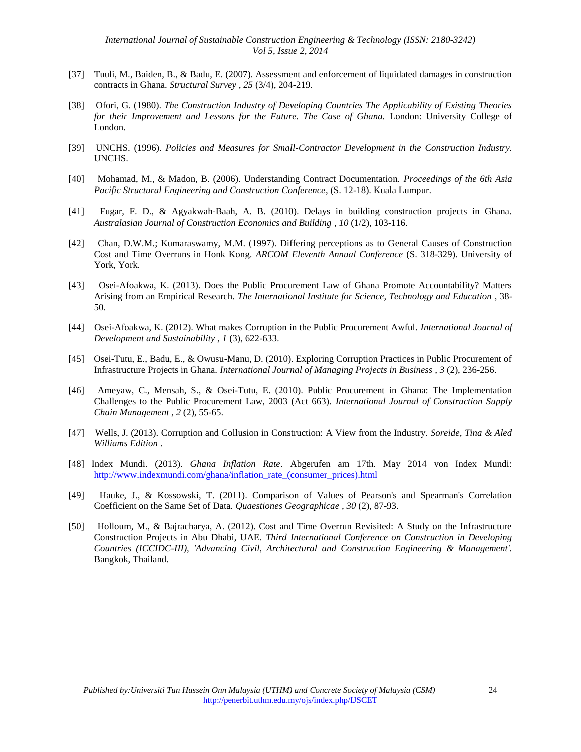[37] Tuuli, M., Baiden, B., & Badu, E. (2007). Assessment and enforcement of liquidated damages in construction contracts in Ghana. *Structural Survey , 25* (3/4), 204-219.

[38] Ofori, G. (1980). *The Construction Industry of Developing Countries The Applicability of Existing Theories for their Improvement and Lessons for the Future. The Case of Ghana.* London: University College of London.

[39] UNCHS. (1996). *Policies and Measures for Small-Contractor Development in the Construction Industry.* UNCHS.

[40] Mohamad, M., & Madon, B. (2006). Understanding Contract Documentation. *Proceedings of the 6th Asia Pacific Structural Engineering and Construction Conference*, (S. 12-18). Kuala Lumpur.

[41] Fugar, F. D., & Agyakwah-Baah, A. B. (2010). Delays in building construction projects in Ghana. *Australasian Journal of Construction Economics and Building , 10* (1/2), 103-116.

[42] Chan, D.W.M.; Kumaraswamy, M.M. (1997). Differing perceptions as to General Causes of Construction Cost and Time Overruns in Honk Kong. *ARCOM Eleventh Annual Conference* (S. 318-329). University of York, York.

[43] Osei-Afoakwa, K. (2013). Does the Public Procurement Law of Ghana Promote Accountability? Matters Arising from an Empirical Research. *The International Institute for Science, Technology and Education* , 38-50.

[44] Osei-Afoakwa, K. (2012). What makes Corruption in the Public Procurement Awful. *International Journal of Development and Sustainability , 1* (3), 622-633.

[45] Osei-Tutu, E., Badu, E., & Owusu-Manu, D. (2010). Exploring Corruption Practices in Public Procurement of Infrastructure Projects in Ghana. *International Journal of Managing Projects in Business , 3* (2), 236-256.

[46] Ameyaw, C., Mensah, S., & Osei-Tutu, E. (2010). Public Procurement in Ghana: The Implementation Challenges to the Public Procurement Law, 2003 (Act 663). *International Journal of Construction Supply Chain Management , 2* (2), 55-65.

[47] Wells, J. (2013). Corruption and Collusion in Construction: A View from the Industry. *Soreide, Tina & Aled Williams Edition* .

[48] Index Mundi. (2013). *Ghana Inflation Rate*. Abgerufen am 17th. May 2014 von Index Mundi: http://www.indexmundi.com/ghana/inflation_rate_(consumer_prices).html

[49] Hauke, J., & Kossowski, T. (2011). Comparison of Values of Pearson's and Spearman's Correlation Coefficient on the Same Set of Data. *Quaestiones Geographicae , 30* (2), 87-93.

[50] Holloum, M., & Bajracharya, A. (2012). Cost and Time Overrun Revisited: A Study on the Infrastructure Construction Projects in Abu Dhabi, UAE. *Third International Conference on Construction in Developing Countries (ICCIDC-III), 'Advancing Civil, Architectural and Construction Engineering & Management'.* Bangkok, Thailand.